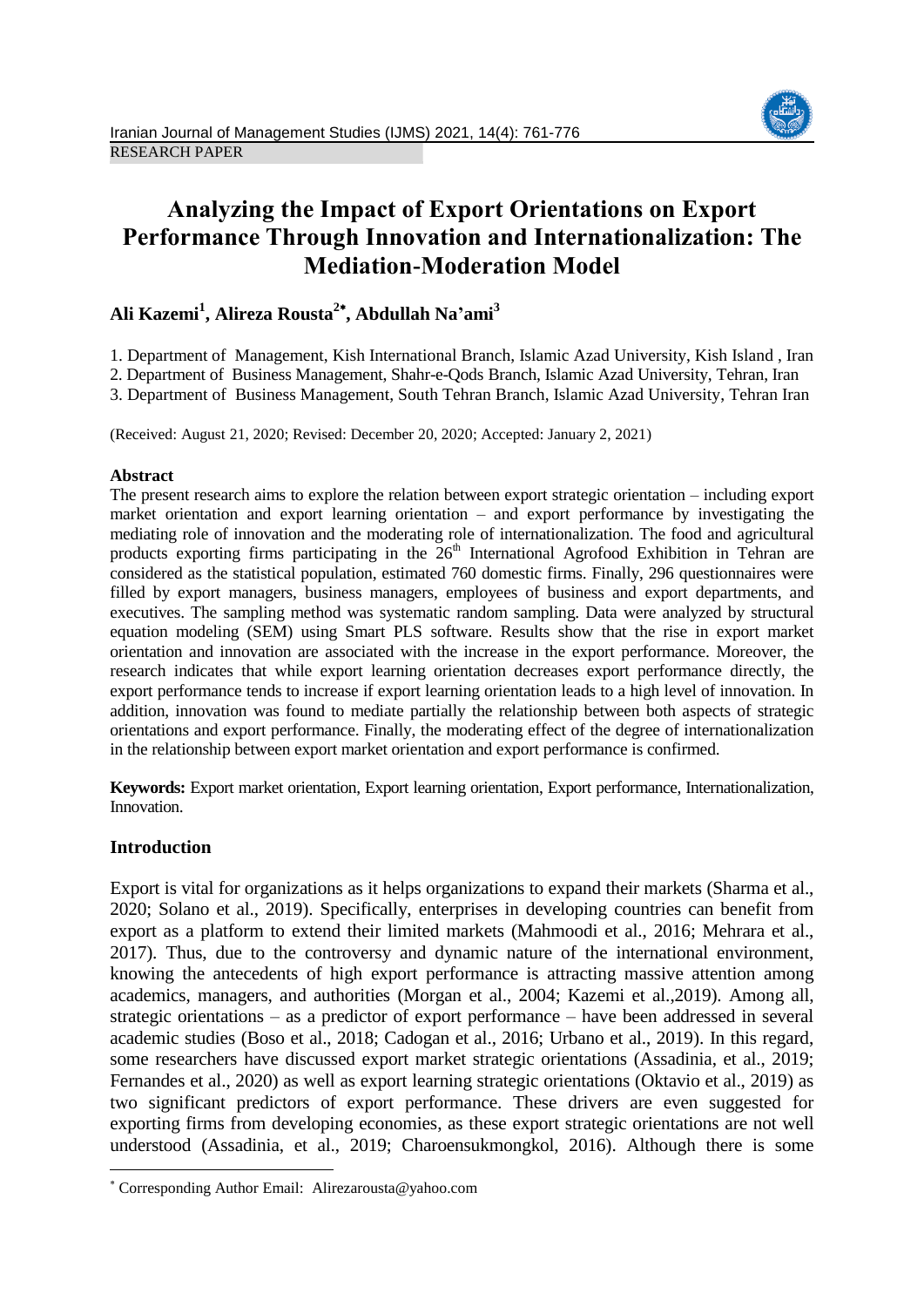RESEARCH PAPER

# Analyzing the Impact of Export Orientations on Export Performance Through Innovation and Internationalization: The Mediation-Moderation Model

**Ali Kazemi[1], Alireza Rousta[2*], Abdullah Na'ami[3]**

1. Department of Management, Kish International Branch, Islamic Azad University, Kish Island , Iran
2. Department of Business Management, Shahr-e-Qods Branch, Islamic Azad University, Tehran, Iran
3. Department of Business Management, South Tehran Branch, Islamic Azad University, Tehran Iran

(Received: August 21, 2020; Revised: December 20, 2020; Accepted: January 2, 2021)

### Abstract

The present research aims to explore the relation between export strategic orientation – including export market orientation and export learning orientation – and export performance by investigating the mediating role of innovation and the moderating role of internationalization. The food and agricultural products exporting firms participating in the 26th International Agrofood Exhibition in Tehran are considered as the statistical population, estimated 760 domestic firms. Finally, 296 questionnaires were filled by export managers, business managers, employees of business and export departments, and executives. The sampling method was systematic random sampling. Data were analyzed by structural equation modeling (SEM) using Smart PLS software. Results show that the rise in export market orientation and innovation are associated with the increase in the export performance. Moreover, the research indicates that while export learning orientation decreases export performance directly, the export performance tends to increase if export learning orientation leads to a high level of innovation. In addition, innovation was found to mediate partially the relationship between both aspects of strategic orientations and export performance. Finally, the moderating effect of the degree of internationalization in the relationship between export market orientation and export performance is confirmed.

**Keywords:** Export market orientation, Export learning orientation, Export performance, Internationalization, Innovation.

### Introduction

Export is vital for organizations as it helps organizations to expand their markets (Sharma et al., 2020; Solano et al., 2019). Specifically, enterprises in developing countries can benefit from export as a platform to extend their limited markets (Mahmoodi et al., 2016; Mehrara et al., 2017). Thus, due to the controversy and dynamic nature of the international environment, knowing the antecedents of high export performance is attracting massive attention among academics, managers, and authorities (Morgan et al., 2004; Kazemi et al.,2019). Among all, strategic orientations – as a predictor of export performance – have been addressed in several academic studies (Boso et al., 2018; Cadogan et al., 2016; Urbano et al., 2019). In this regard, some researchers have discussed export market strategic orientations (Assadinia, et al., 2019; Fernandes et al., 2020) as well as export learning strategic orientations (Oktavio et al., 2019) as two significant predictors of export performance. These drivers are even suggested for exporting firms from developing economies, as these export strategic orientations are not well understood (Assadinia, et al., 2019; Charoensukmongkol, 2016). Although there is some

---

* Corresponding Author Email: Alirezarousta@yahoo.com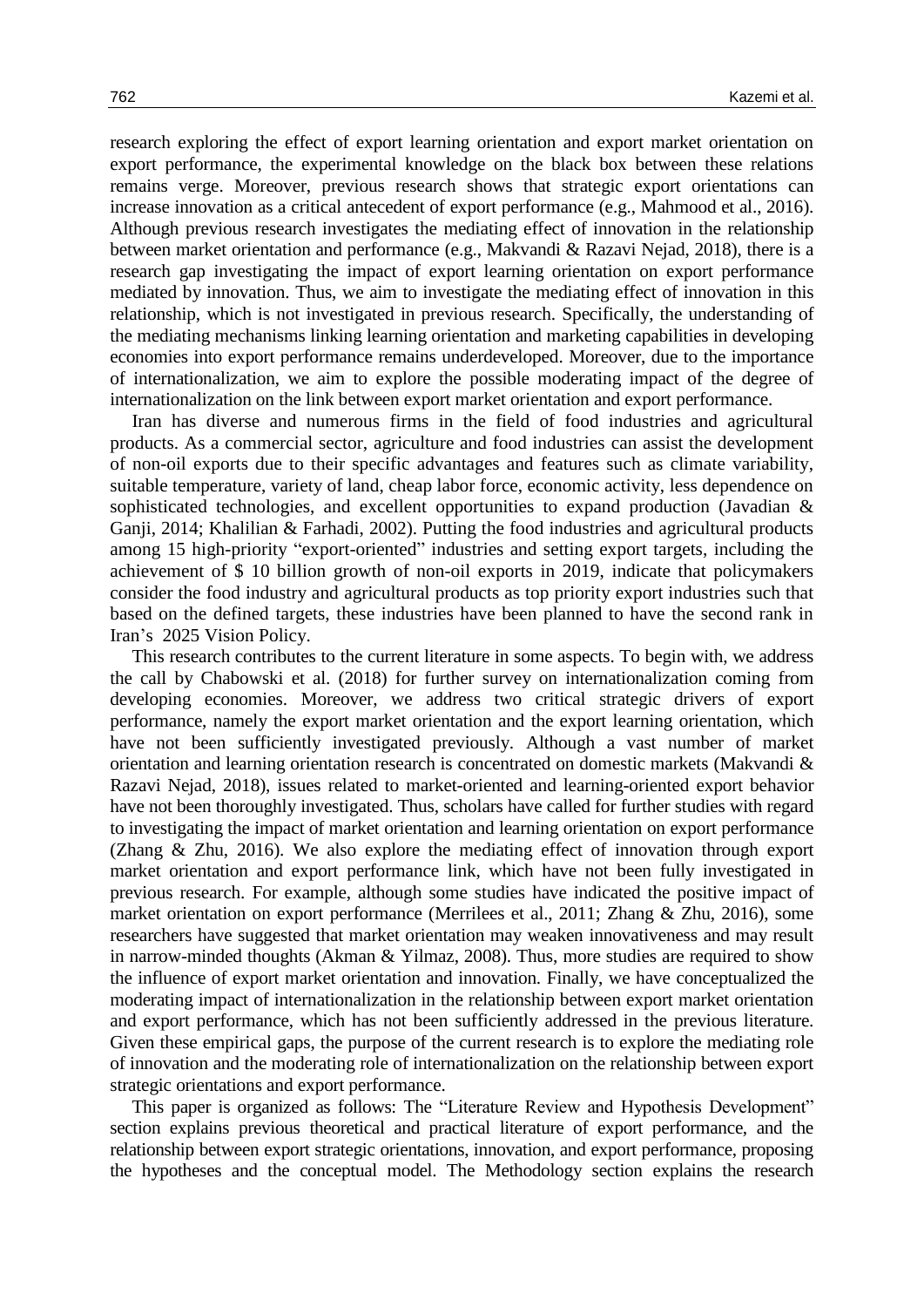research exploring the effect of export learning orientation and export market orientation on export performance, the experimental knowledge on the black box between these relations remains verge. Moreover, previous research shows that strategic export orientations can increase innovation as a critical antecedent of export performance (e.g., Mahmood et al., 2016). Although previous research investigates the mediating effect of innovation in the relationship between market orientation and performance (e.g., Makvandi & Razavi Nejad, 2018), there is a research gap investigating the impact of export learning orientation on export performance mediated by innovation. Thus, we aim to investigate the mediating effect of innovation in this relationship, which is not investigated in previous research. Specifically, the understanding of the mediating mechanisms linking learning orientation and marketing capabilities in developing economies into export performance remains underdeveloped. Moreover, due to the importance of internationalization, we aim to explore the possible moderating impact of the degree of internationalization on the link between export market orientation and export performance.

Iran has diverse and numerous firms in the field of food industries and agricultural products. As a commercial sector, agriculture and food industries can assist the development of non-oil exports due to their specific advantages and features such as climate variability, suitable temperature, variety of land, cheap labor force, economic activity, less dependence on sophisticated technologies, and excellent opportunities to expand production (Javadian & Ganji, 2014; Khalilian & Farhadi, 2002). Putting the food industries and agricultural products among 15 high-priority "export-oriented" industries and setting export targets, including the achievement of $ 10 billion growth of non-oil exports in 2019, indicate that policymakers consider the food industry and agricultural products as top priority export industries such that based on the defined targets, these industries have been planned to have the second rank in Iran's 2025 Vision Policy.

This research contributes to the current literature in some aspects. To begin with, we address the call by Chabowski et al. (2018) for further survey on internationalization coming from developing economies. Moreover, we address two critical strategic drivers of export performance, namely the export market orientation and the export learning orientation, which have not been sufficiently investigated previously. Although a vast number of market orientation and learning orientation research is concentrated on domestic markets (Makvandi & Razavi Nejad, 2018), issues related to market-oriented and learning-oriented export behavior have not been thoroughly investigated. Thus, scholars have called for further studies with regard to investigating the impact of market orientation and learning orientation on export performance (Zhang & Zhu, 2016). We also explore the mediating effect of innovation through export market orientation and export performance link, which have not been fully investigated in previous research. For example, although some studies have indicated the positive impact of market orientation on export performance (Merrilees et al., 2011; Zhang & Zhu, 2016), some researchers have suggested that market orientation may weaken innovativeness and may result in narrow-minded thoughts (Akman & Yilmaz, 2008). Thus, more studies are required to show the influence of export market orientation and innovation. Finally, we have conceptualized the moderating impact of internationalization in the relationship between export market orientation and export performance, which has not been sufficiently addressed in the previous literature. Given these empirical gaps, the purpose of the current research is to explore the mediating role of innovation and the moderating role of internationalization on the relationship between export strategic orientations and export performance.

This paper is organized as follows: The "Literature Review and Hypothesis Development" section explains previous theoretical and practical literature of export performance, and the relationship between export strategic orientations, innovation, and export performance, proposing the hypotheses and the conceptual model. The Methodology section explains the research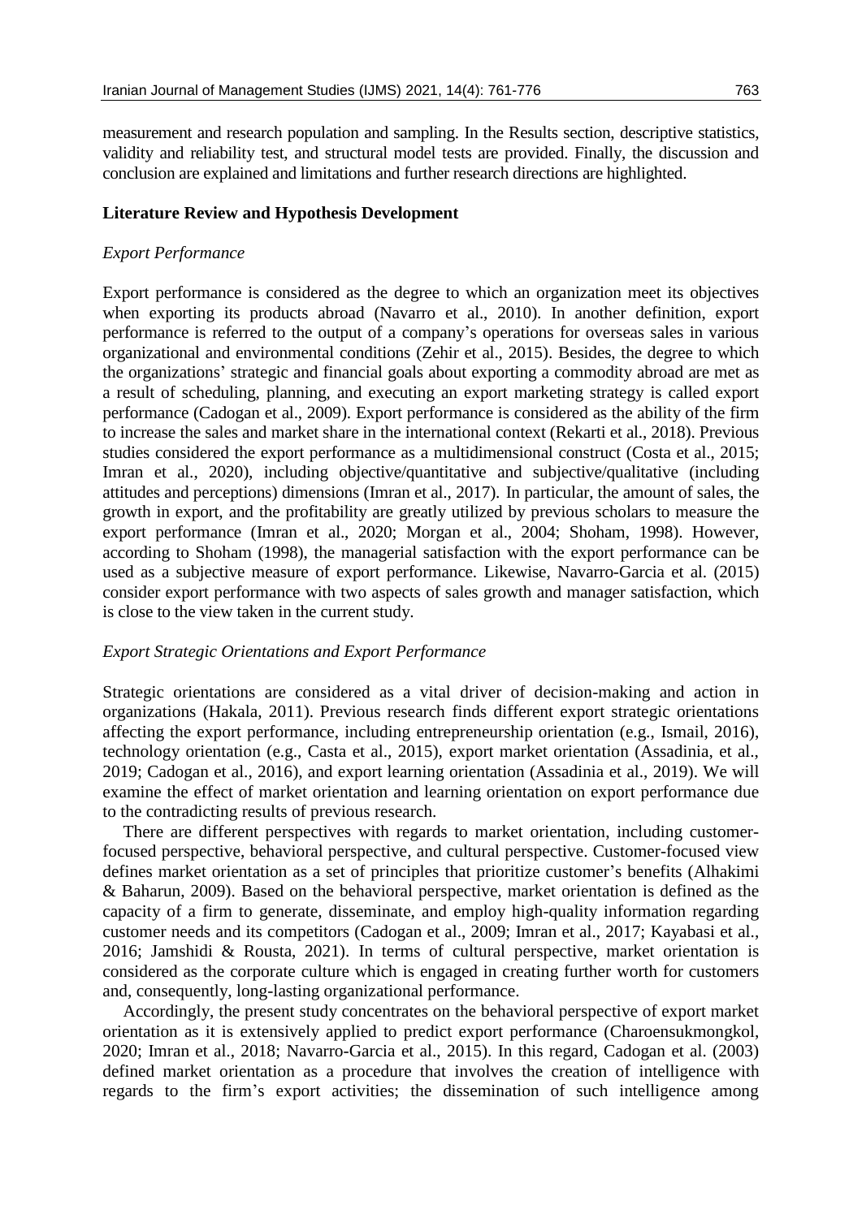measurement and research population and sampling. In the Results section, descriptive statistics, validity and reliability test, and structural model tests are provided. Finally, the discussion and conclusion are explained and limitations and further research directions are highlighted.

## Literature Review and Hypothesis Development

### *Export Performance*

Export performance is considered as the degree to which an organization meet its objectives when exporting its products abroad (Navarro et al., 2010). In another definition, export performance is referred to the output of a company's operations for overseas sales in various organizational and environmental conditions (Zehir et al., 2015). Besides, the degree to which the organizations' strategic and financial goals about exporting a commodity abroad are met as a result of scheduling, planning, and executing an export marketing strategy is called export performance (Cadogan et al., 2009). Export performance is considered as the ability of the firm to increase the sales and market share in the international context (Rekarti et al., 2018). Previous studies considered the export performance as a multidimensional construct (Costa et al., 2015; Imran et al., 2020), including objective/quantitative and subjective/qualitative (including attitudes and perceptions) dimensions (Imran et al., 2017). In particular, the amount of sales, the growth in export, and the profitability are greatly utilized by previous scholars to measure the export performance (Imran et al., 2020; Morgan et al., 2004; Shoham, 1998). However, according to Shoham (1998), the managerial satisfaction with the export performance can be used as a subjective measure of export performance. Likewise, Navarro-Garcia et al. (2015) consider export performance with two aspects of sales growth and manager satisfaction, which is close to the view taken in the current study.

### *Export Strategic Orientations and Export Performance*

Strategic orientations are considered as a vital driver of decision-making and action in organizations (Hakala, 2011). Previous research finds different export strategic orientations affecting the export performance, including entrepreneurship orientation (e.g., Ismail, 2016), technology orientation (e.g., Casta et al., 2015), export market orientation (Assadinia, et al., 2019; Cadogan et al., 2016), and export learning orientation (Assadinia et al., 2019). We will examine the effect of market orientation and learning orientation on export performance due to the contradicting results of previous research.

There are different perspectives with regards to market orientation, including customer-focused perspective, behavioral perspective, and cultural perspective. Customer-focused view defines market orientation as a set of principles that prioritize customer's benefits (Alhakimi & Baharun, 2009). Based on the behavioral perspective, market orientation is defined as the capacity of a firm to generate, disseminate, and employ high-quality information regarding customer needs and its competitors (Cadogan et al., 2009; Imran et al., 2017; Kayabasi et al., 2016; Jamshidi & Rousta, 2021). In terms of cultural perspective, market orientation is considered as the corporate culture which is engaged in creating further worth for customers and, consequently, long-lasting organizational performance.

Accordingly, the present study concentrates on the behavioral perspective of export market orientation as it is extensively applied to predict export performance (Charoensukmongkol, 2020; Imran et al., 2018; Navarro-Garcia et al., 2015). In this regard, Cadogan et al. (2003) defined market orientation as a procedure that involves the creation of intelligence with regards to the firm's export activities; the dissemination of such intelligence among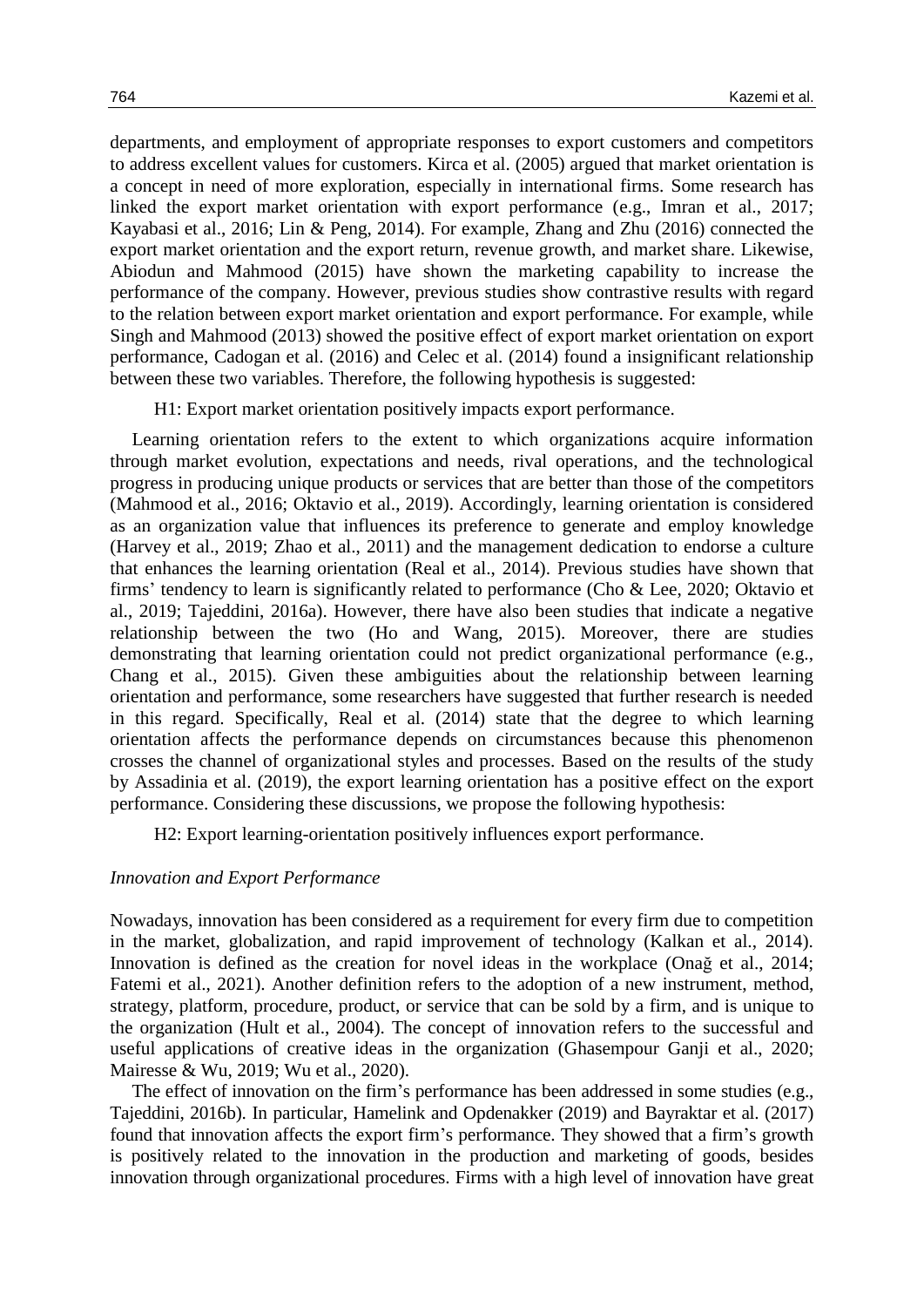departments, and employment of appropriate responses to export customers and competitors to address excellent values for customers. Kirca et al. (2005) argued that market orientation is a concept in need of more exploration, especially in international firms. Some research has linked the export market orientation with export performance (e.g., Imran et al., 2017; Kayabasi et al., 2016; Lin & Peng, 2014). For example, Zhang and Zhu (2016) connected the export market orientation and the export return, revenue growth, and market share. Likewise, Abiodun and Mahmood (2015) have shown the marketing capability to increase the performance of the company. However, previous studies show contrastive results with regard to the relation between export market orientation and export performance. For example, while Singh and Mahmood (2013) showed the positive effect of export market orientation on export performance, Cadogan et al. (2016) and Celec et al. (2014) found a insignificant relationship between these two variables. Therefore, the following hypothesis is suggested:

H1: Export market orientation positively impacts export performance.

Learning orientation refers to the extent to which organizations acquire information through market evolution, expectations and needs, rival operations, and the technological progress in producing unique products or services that are better than those of the competitors (Mahmood et al., 2016; Oktavio et al., 2019). Accordingly, learning orientation is considered as an organization value that influences its preference to generate and employ knowledge (Harvey et al., 2019; Zhao et al., 2011) and the management dedication to endorse a culture that enhances the learning orientation (Real et al., 2014). Previous studies have shown that firms' tendency to learn is significantly related to performance (Cho & Lee, 2020; Oktavio et al., 2019; Tajeddini, 2016a). However, there have also been studies that indicate a negative relationship between the two (Ho and Wang, 2015). Moreover, there are studies demonstrating that learning orientation could not predict organizational performance (e.g., Chang et al., 2015). Given these ambiguities about the relationship between learning orientation and performance, some researchers have suggested that further research is needed in this regard. Specifically, Real et al. (2014) state that the degree to which learning orientation affects the performance depends on circumstances because this phenomenon crosses the channel of organizational styles and processes. Based on the results of the study by Assadinia et al. (2019), the export learning orientation has a positive effect on the export performance. Considering these discussions, we propose the following hypothesis:

H2: Export learning-orientation positively influences export performance.

### *Innovation and Export Performance*

Nowadays, innovation has been considered as a requirement for every firm due to competition in the market, globalization, and rapid improvement of technology (Kalkan et al., 2014). Innovation is defined as the creation for novel ideas in the workplace (Onağ et al., 2014; Fatemi et al., 2021). Another definition refers to the adoption of a new instrument, method, strategy, platform, procedure, product, or service that can be sold by a firm, and is unique to the organization (Hult et al., 2004). The concept of innovation refers to the successful and useful applications of creative ideas in the organization (Ghasempour Ganji et al., 2020; Mairesse & Wu, 2019; Wu et al., 2020).

The effect of innovation on the firm's performance has been addressed in some studies (e.g., Tajeddini, 2016b). In particular, Hamelink and Opdenakker (2019) and Bayraktar et al. (2017) found that innovation affects the export firm's performance. They showed that a firm's growth is positively related to the innovation in the production and marketing of goods, besides innovation through organizational procedures. Firms with a high level of innovation have great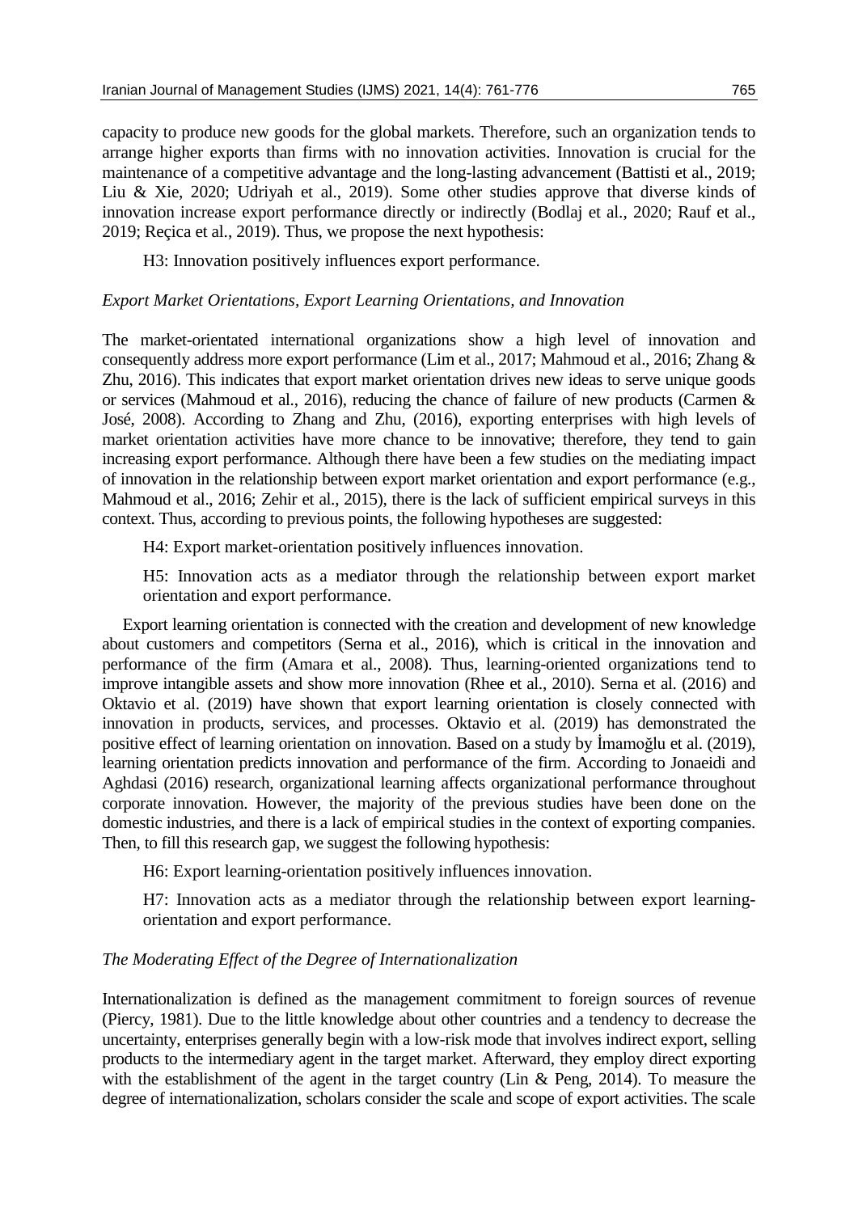capacity to produce new goods for the global markets. Therefore, such an organization tends to arrange higher exports than firms with no innovation activities. Innovation is crucial for the maintenance of a competitive advantage and the long-lasting advancement (Battisti et al., 2019; Liu & Xie, 2020; Udriyah et al., 2019). Some other studies approve that diverse kinds of innovation increase export performance directly or indirectly (Bodlaj et al., 2020; Rauf et al., 2019; Reçica et al., 2019). Thus, we propose the next hypothesis:

H3: Innovation positively influences export performance.

### *Export Market Orientations, Export Learning Orientations, and Innovation*

The market-orientated international organizations show a high level of innovation and consequently address more export performance (Lim et al., 2017; Mahmoud et al., 2016; Zhang & Zhu, 2016). This indicates that export market orientation drives new ideas to serve unique goods or services (Mahmoud et al., 2016), reducing the chance of failure of new products (Carmen & José, 2008). According to Zhang and Zhu, (2016), exporting enterprises with high levels of market orientation activities have more chance to be innovative; therefore, they tend to gain increasing export performance. Although there have been a few studies on the mediating impact of innovation in the relationship between export market orientation and export performance (e.g., Mahmoud et al., 2016; Zehir et al., 2015), there is the lack of sufficient empirical surveys in this context. Thus, according to previous points, the following hypotheses are suggested:

H4: Export market-orientation positively influences innovation.

H5: Innovation acts as a mediator through the relationship between export market orientation and export performance.

Export learning orientation is connected with the creation and development of new knowledge about customers and competitors (Serna et al., 2016), which is critical in the innovation and performance of the firm (Amara et al., 2008). Thus, learning-oriented organizations tend to improve intangible assets and show more innovation (Rhee et al., 2010). Serna et al. (2016) and Oktavio et al. (2019) have shown that export learning orientation is closely connected with innovation in products, services, and processes. Oktavio et al. (2019) has demonstrated the positive effect of learning orientation on innovation. Based on a study by İmamoğlu et al. (2019), learning orientation predicts innovation and performance of the firm. According to Jonaeidi and Aghdasi (2016) research, organizational learning affects organizational performance throughout corporate innovation. However, the majority of the previous studies have been done on the domestic industries, and there is a lack of empirical studies in the context of exporting companies. Then, to fill this research gap, we suggest the following hypothesis:

H6: Export learning-orientation positively influences innovation.

H7: Innovation acts as a mediator through the relationship between export learning-orientation and export performance.

### *The Moderating Effect of the Degree of Internationalization*

Internationalization is defined as the management commitment to foreign sources of revenue (Piercy, 1981). Due to the little knowledge about other countries and a tendency to decrease the uncertainty, enterprises generally begin with a low-risk mode that involves indirect export, selling products to the intermediary agent in the target market. Afterward, they employ direct exporting with the establishment of the agent in the target country (Lin & Peng, 2014). To measure the degree of internationalization, scholars consider the scale and scope of export activities. The scale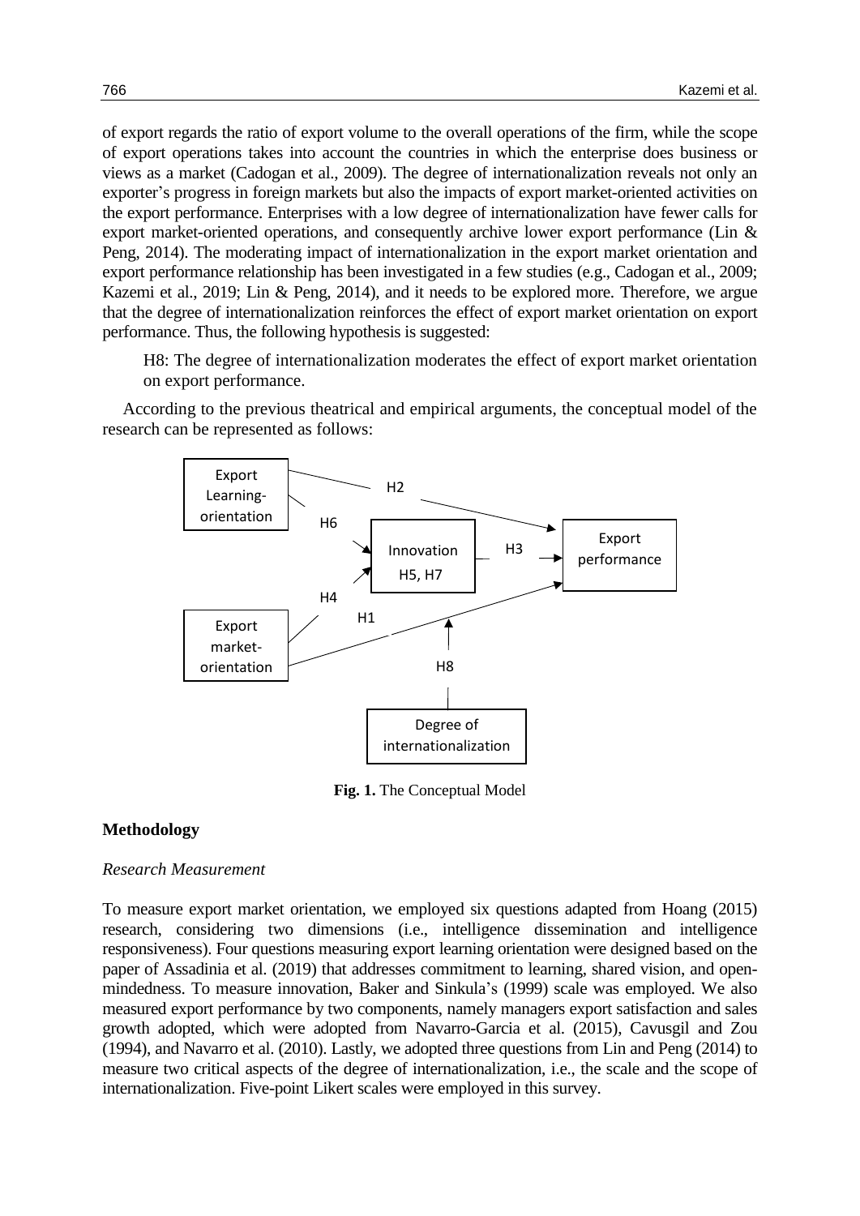of export regards the ratio of export volume to the overall operations of the firm, while the scope of export operations takes into account the countries in which the enterprise does business or views as a market (Cadogan et al., 2009). The degree of internationalization reveals not only an exporter's progress in foreign markets but also the impacts of export market-oriented activities on the export performance. Enterprises with a low degree of internationalization have fewer calls for export market-oriented operations, and consequently archive lower export performance (Lin & Peng, 2014). The moderating impact of internationalization in the export market orientation and export performance relationship has been investigated in a few studies (e.g., Cadogan et al., 2009; Kazemi et al., 2019; Lin & Peng, 2014), and it needs to be explored more. Therefore, we argue that the degree of internationalization reinforces the effect of export market orientation on export performance. Thus, the following hypothesis is suggested:

> H8: The degree of internationalization moderates the effect of export market orientation on export performance.

According to the previous theatrical and empirical arguments, the conceptual model of the research can be represented as follows:

**Fig. 1.** The Conceptual Model

## Methodology

### *Research Measurement*

To measure export market orientation, we employed six questions adapted from Hoang (2015) research, considering two dimensions (i.e., intelligence dissemination and intelligence responsiveness). Four questions measuring export learning orientation were designed based on the paper of Assadinia et al. (2019) that addresses commitment to learning, shared vision, and open-mindedness. To measure innovation, Baker and Sinkula's (1999) scale was employed. We also measured export performance by two components, namely managers export satisfaction and sales growth adopted, which were adopted from Navarro-Garcia et al. (2015), Cavusgil and Zou (1994), and Navarro et al. (2010). Lastly, we adopted three questions from Lin and Peng (2014) to measure two critical aspects of the degree of internationalization, i.e., the scale and the scope of internationalization. Five-point Likert scales were employed in this survey.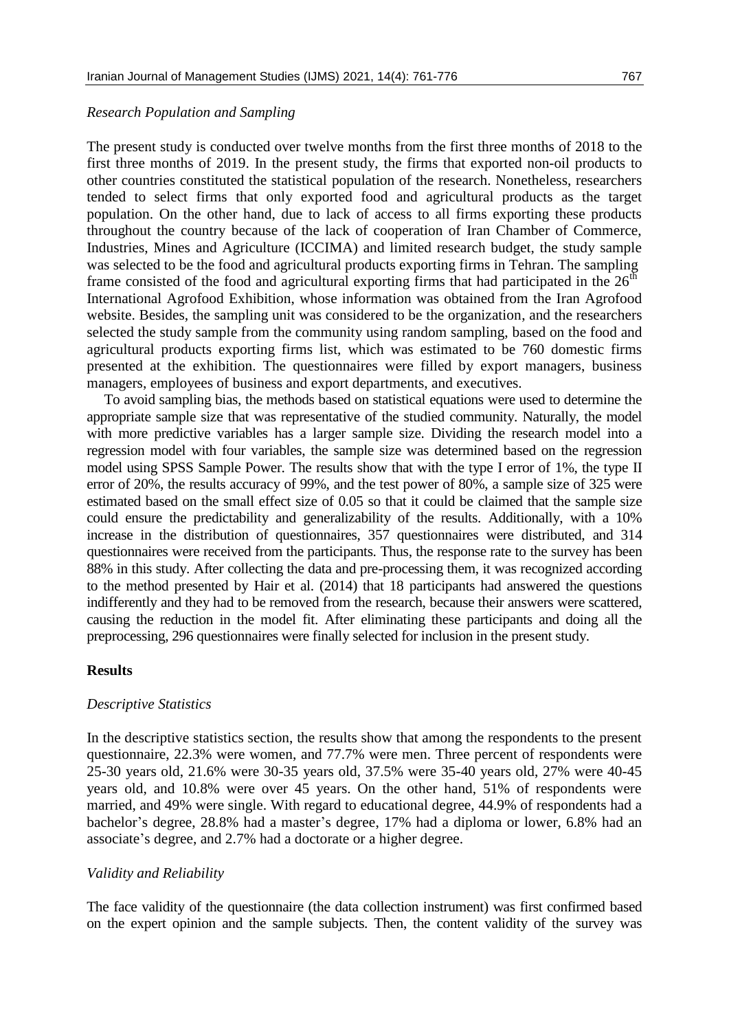*Research Population and Sampling*

The present study is conducted over twelve months from the first three months of 2018 to the first three months of 2019. In the present study, the firms that exported non-oil products to other countries constituted the statistical population of the research. Nonetheless, researchers tended to select firms that only exported food and agricultural products as the target population. On the other hand, due to lack of access to all firms exporting these products throughout the country because of the lack of cooperation of Iran Chamber of Commerce, Industries, Mines and Agriculture (ICCIMA) and limited research budget, the study sample was selected to be the food and agricultural products exporting firms in Tehran. The sampling frame consisted of the food and agricultural exporting firms that had participated in the 26th International Agrofood Exhibition, whose information was obtained from the Iran Agrofood website. Besides, the sampling unit was considered to be the organization, and the researchers selected the study sample from the community using random sampling, based on the food and agricultural products exporting firms list, which was estimated to be 760 domestic firms presented at the exhibition. The questionnaires were filled by export managers, business managers, employees of business and export departments, and executives.

To avoid sampling bias, the methods based on statistical equations were used to determine the appropriate sample size that was representative of the studied community. Naturally, the model with more predictive variables has a larger sample size. Dividing the research model into a regression model with four variables, the sample size was determined based on the regression model using SPSS Sample Power. The results show that with the type I error of 1%, the type II error of 20%, the results accuracy of 99%, and the test power of 80%, a sample size of 325 were estimated based on the small effect size of 0.05 so that it could be claimed that the sample size could ensure the predictability and generalizability of the results. Additionally, with a 10% increase in the distribution of questionnaires, 357 questionnaires were distributed, and 314 questionnaires were received from the participants. Thus, the response rate to the survey has been 88% in this study. After collecting the data and pre-processing them, it was recognized according to the method presented by Hair et al. (2014) that 18 participants had answered the questions indifferently and they had to be removed from the research, because their answers were scattered, causing the reduction in the model fit. After eliminating these participants and doing all the preprocessing, 296 questionnaires were finally selected for inclusion in the present study.

## Results

*Descriptive Statistics*

In the descriptive statistics section, the results show that among the respondents to the present questionnaire, 22.3% were women, and 77.7% were men. Three percent of respondents were 25-30 years old, 21.6% were 30-35 years old, 37.5% were 35-40 years old, 27% were 40-45 years old, and 10.8% were over 45 years. On the other hand, 51% of respondents were married, and 49% were single. With regard to educational degree, 44.9% of respondents had a bachelor's degree, 28.8% had a master's degree, 17% had a diploma or lower, 6.8% had an associate's degree, and 2.7% had a doctorate or a higher degree.

*Validity and Reliability*

The face validity of the questionnaire (the data collection instrument) was first confirmed based on the expert opinion and the sample subjects. Then, the content validity of the survey was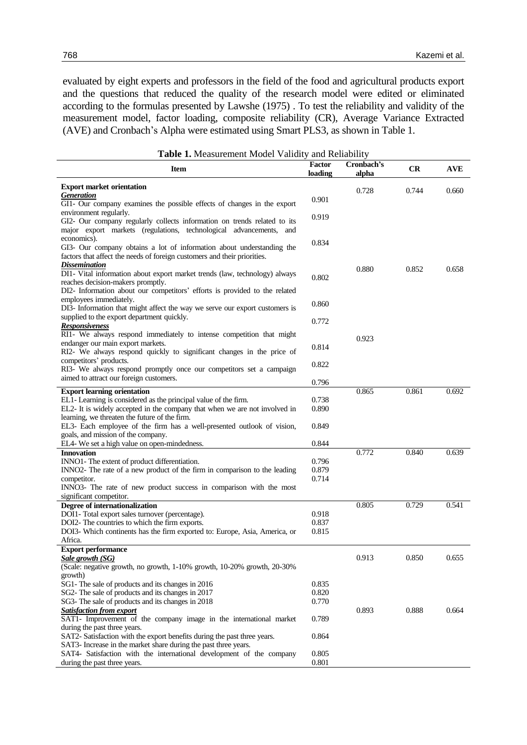evaluated by eight experts and professors in the field of the food and agricultural products export and the questions that reduced the quality of the research model were edited or eliminated according to the formulas presented by Lawshe (1975) . To test the reliability and validity of the measurement model, factor loading, composite reliability (CR), Average Variance Extracted (AVE) and Cronbach's Alpha were estimated using Smart PLS3, as shown in Table 1.

**Table 1.** Measurement Model Validity and Reliability

| Item | Factor loading | Cronbach's alpha | CR | AVE |
|---|---|---|---|---|
| **Export market orientation** | | | | |
| ***Generation*** | | 0.728 | 0.744 | 0.660 |
| GI1- Our company examines the possible effects of changes in the export environment regularly. | 0.901 | | | |
| GI2- Our company regularly collects information on trends related to its major export markets (regulations, technological advancements, and economics). | 0.919 | | | |
| GI3- Our company obtains a lot of information about understanding the factors that affect the needs of foreign customers and their priorities. | 0.834 | | | |
| ***Dissemination*** | | 0.880 | 0.852 | 0.658 |
| DI1- Vital information about export market trends (law, technology) always reaches decision-makers promptly. | 0.802 | | | |
| DI2- Information about our competitors' efforts is provided to the related employees immediately. | 0.860 | | | |
| DI3- Information that might affect the way we serve our export customers is supplied to the export department quickly. | 0.772 | | | |
| ***Responsiveness*** | | 0.923 | | |
| RI1- We always respond immediately to intense competition that might endanger our main export markets. | 0.814 | | | |
| RI2- We always respond quickly to significant changes in the price of competitors' products. | 0.822 | | | |
| RI3- We always respond promptly once our competitors set a campaign aimed to attract our foreign customers. | 0.796 | | | |
| **Export learning orientation** | | 0.865 | 0.861 | 0.692 |
| EL1- Learning is considered as the principal value of the firm. | 0.738 | | | |
| EL2- It is widely accepted in the company that when we are not involved in learning, we threaten the future of the firm. | 0.890 | | | |
| EL3- Each employee of the firm has a well-presented outlook of vision, goals, and mission of the company. | 0.849 | | | |
| EL4- We set a high value on open-mindedness. | 0.844 | | | |
| **Innovation** | | 0.772 | 0.840 | 0.639 |
| INNO1- The extent of product differentiation. | 0.796 | | | |
| INNO2- The rate of a new product of the firm in comparison to the leading competitor. | 0.879 | | | |
| INNO3- The rate of new product success in comparison with the most significant competitor. | 0.714 | | | |
| **Degree of internationalization** | | 0.805 | 0.729 | 0.541 |
| DOI1- Total export sales turnover (percentage). | 0.918 | | | |
| DOI2- The countries to which the firm exports. | 0.837 | | | |
| DOI3- Which continents has the firm exported to: Europe, Asia, America, or Africa. | 0.815 | | | |
| **Export performance** | | | | |
| ***Sale growth (SG)*** | | 0.913 | 0.850 | 0.655 |
| (Scale: negative growth, no growth, 1-10% growth, 10-20% growth, 20-30% growth) | | | | |
| SG1- The sale of products and its changes in 2016 | 0.835 | | | |
| SG2- The sale of products and its changes in 2017 | 0.820 | | | |
| SG3- The sale of products and its changes in 2018 | 0.770 | | | |
| ***Satisfaction from export*** | | 0.893 | 0.888 | 0.664 |
| SAT1- Improvement of the company image in the international market during the past three years. | 0.789 | | | |
| SAT2- Satisfaction with the export benefits during the past three years. | 0.864 | | | |
| SAT3- Increase in the market share during the past three years. | 0.805 | | | |
| SAT4- Satisfaction with the international development of the company during the past three years. | 0.801 | | | |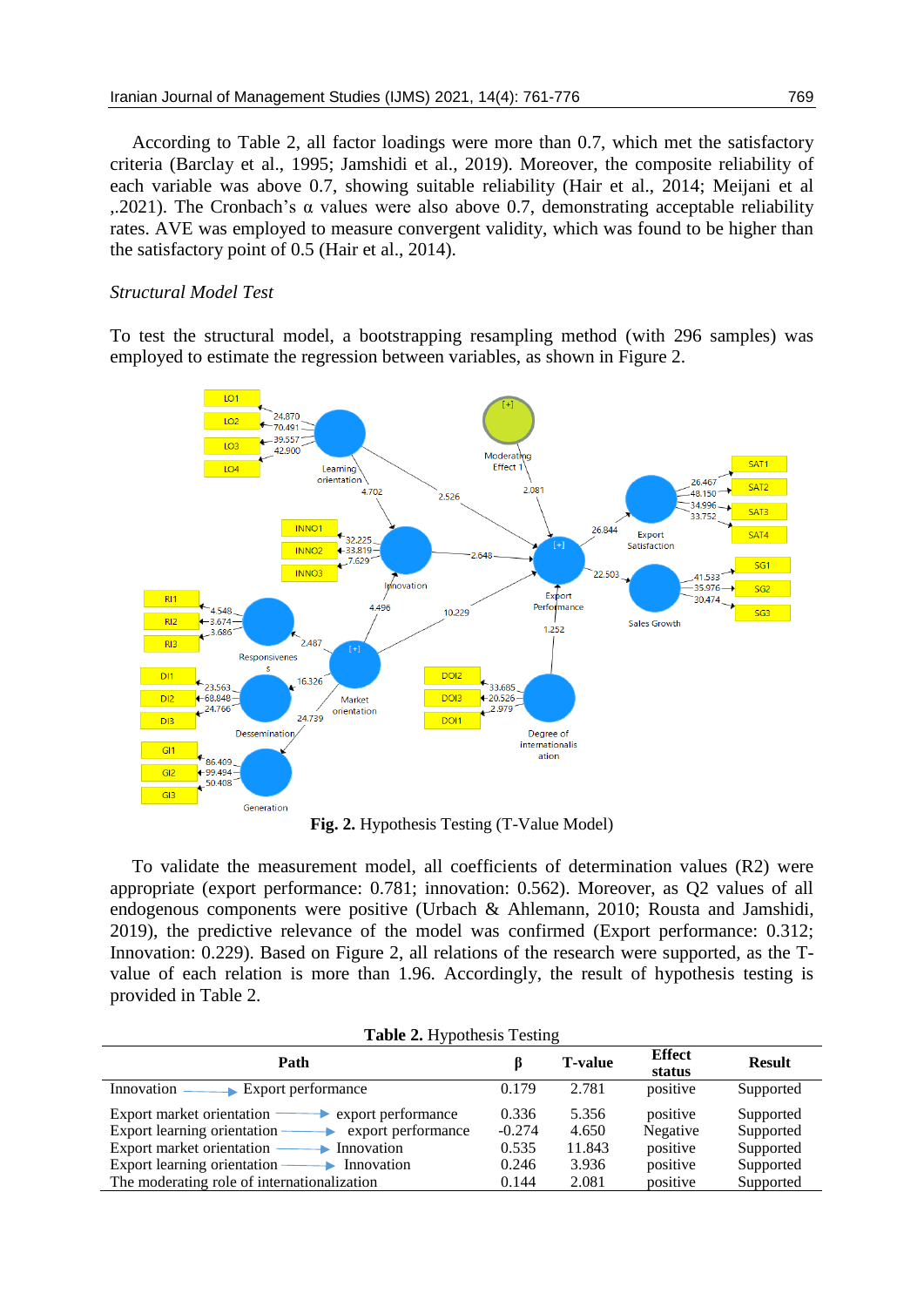According to Table 2, all factor loadings were more than 0.7, which met the satisfactory criteria (Barclay et al., 1995; Jamshidi et al., 2019). Moreover, the composite reliability of each variable was above 0.7, showing suitable reliability (Hair et al., 2014; Meijani et al ,.2021). The Cronbach's α values were also above 0.7, demonstrating acceptable reliability rates. AVE was employed to measure convergent validity, which was found to be higher than the satisfactory point of 0.5 (Hair et al., 2014).

*Structural Model Test*

To test the structural model, a bootstrapping resampling method (with 296 samples) was employed to estimate the regression between variables, as shown in Figure 2.

**Fig. 2.** Hypothesis Testing (T-Value Model)

To validate the measurement model, all coefficients of determination values (R2) were appropriate (export performance: 0.781; innovation: 0.562). Moreover, as Q2 values of all endogenous components were positive (Urbach & Ahlemann, 2010; Rousta and Jamshidi, 2019), the predictive relevance of the model was confirmed (Export performance: 0.312; Innovation: 0.229). Based on Figure 2, all relations of the research were supported, as the T-value of each relation is more than 1.96. Accordingly, the result of hypothesis testing is provided in Table 2.

**Table 2.** Hypothesis Testing

| Path | β | T-value | Effect status | Result |
|---|---|---|---|---|
| Innovation → Export performance | 0.179 | 2.781 | positive | Supported |
| Export market orientation → export performance | 0.336 | 5.356 | positive | Supported |
| Export learning orientation → export performance | -0.274 | 4.650 | Negative | Supported |
| Export market orientation → Innovation | 0.535 | 11.843 | positive | Supported |
| Export learning orientation → Innovation | 0.246 | 3.936 | positive | Supported |
| The moderating role of internationalization | 0.144 | 2.081 | positive | Supported |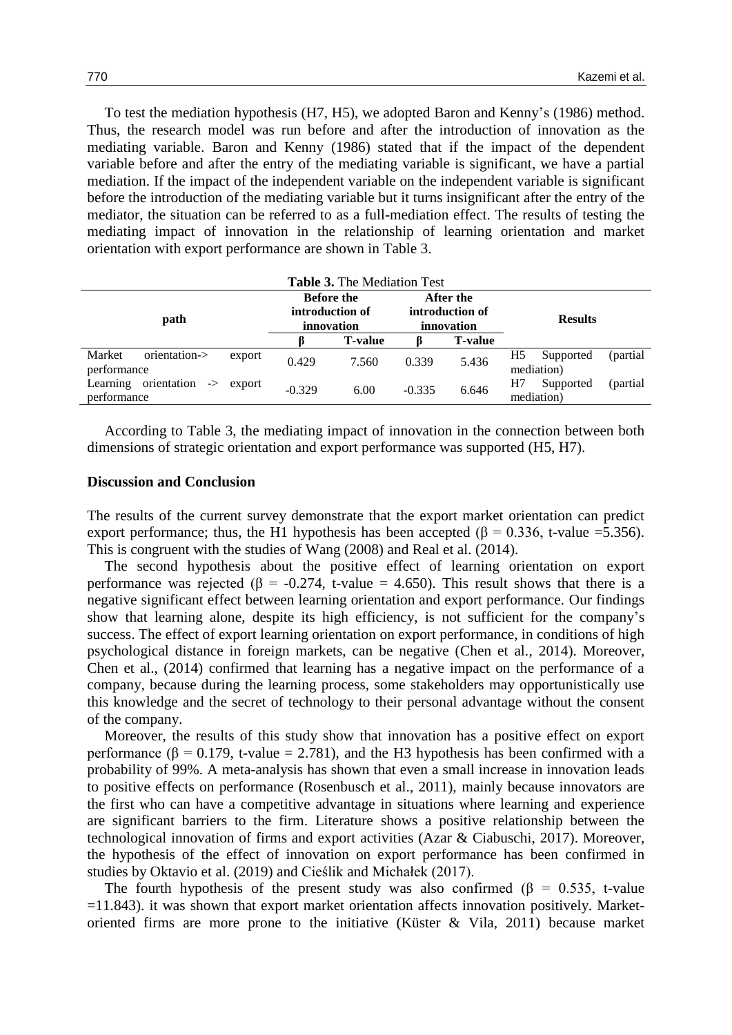To test the mediation hypothesis (H7, H5), we adopted Baron and Kenny's (1986) method. Thus, the research model was run before and after the introduction of innovation as the mediating variable. Baron and Kenny (1986) stated that if the impact of the dependent variable before and after the entry of the mediating variable is significant, we have a partial mediation. If the impact of the independent variable on the independent variable is significant before the introduction of the mediating variable but it turns insignificant after the entry of the mediator, the situation can be referred to as a full-mediation effect. The results of testing the mediating impact of innovation in the relationship of learning orientation and market orientation with export performance are shown in Table 3.

**Table 3.** The Mediation Test

| path | Before the introduction of innovation | | After the introduction of innovation | | Results |
|---|---|---|---|---|---|
| | β | T-value | β | T-value | |
| Market orientation-> export performance | 0.429 | 7.560 | 0.339 | 5.436 | H5 Supported (partial mediation) |
| Learning orientation -> export performance | -0.329 | 6.00 | -0.335 | 6.646 | H7 Supported (partial mediation) |

According to Table 3, the mediating impact of innovation in the connection between both dimensions of strategic orientation and export performance was supported (H5, H7).

## Discussion and Conclusion

The results of the current survey demonstrate that the export market orientation can predict export performance; thus, the H1 hypothesis has been accepted ($\beta = 0.336$, t-value =5.356). This is congruent with the studies of Wang (2008) and Real et al. (2014).

The second hypothesis about the positive effect of learning orientation on export performance was rejected ($\beta = -0.274$, t-value = 4.650). This result shows that there is a negative significant effect between learning orientation and export performance. Our findings show that learning alone, despite its high efficiency, is not sufficient for the company's success. The effect of export learning orientation on export performance, in conditions of high psychological distance in foreign markets, can be negative (Chen et al., 2014). Moreover, Chen et al., (2014) confirmed that learning has a negative impact on the performance of a company, because during the learning process, some stakeholders may opportunistically use this knowledge and the secret of technology to their personal advantage without the consent of the company.

Moreover, the results of this study show that innovation has a positive effect on export performance ($\beta = 0.179$, t-value = 2.781), and the H3 hypothesis has been confirmed with a probability of 99%. A meta-analysis has shown that even a small increase in innovation leads to positive effects on performance (Rosenbusch et al., 2011), mainly because innovators are the first who can have a competitive advantage in situations where learning and experience are significant barriers to the firm. Literature shows a positive relationship between the technological innovation of firms and export activities (Azar & Ciabuschi, 2017). Moreover, the hypothesis of the effect of innovation on export performance has been confirmed in studies by Oktavio et al. (2019) and Cieślik and Michałek (2017).

The fourth hypothesis of the present study was also confirmed ($\beta = 0.535$, t-value =11.843). it was shown that export market orientation affects innovation positively. Market-oriented firms are more prone to the initiative (Küster & Vila, 2011) because market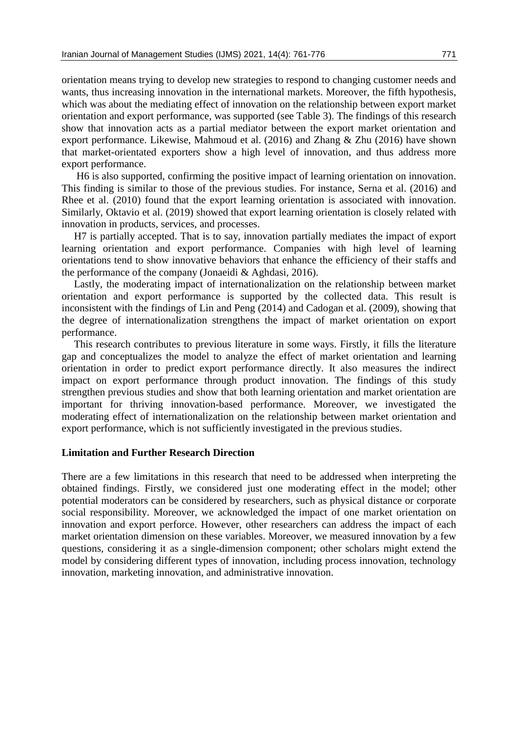orientation means trying to develop new strategies to respond to changing customer needs and wants, thus increasing innovation in the international markets. Moreover, the fifth hypothesis, which was about the mediating effect of innovation on the relationship between export market orientation and export performance, was supported (see Table 3). The findings of this research show that innovation acts as a partial mediator between the export market orientation and export performance. Likewise, Mahmoud et al. (2016) and Zhang & Zhu (2016) have shown that market-orientated exporters show a high level of innovation, and thus address more export performance.

H6 is also supported, confirming the positive impact of learning orientation on innovation. This finding is similar to those of the previous studies. For instance, Serna et al. (2016) and Rhee et al. (2010) found that the export learning orientation is associated with innovation. Similarly, Oktavio et al. (2019) showed that export learning orientation is closely related with innovation in products, services, and processes.

H7 is partially accepted. That is to say, innovation partially mediates the impact of export learning orientation and export performance. Companies with high level of learning orientations tend to show innovative behaviors that enhance the efficiency of their staffs and the performance of the company (Jonaeidi & Aghdasi, 2016).

Lastly, the moderating impact of internationalization on the relationship between market orientation and export performance is supported by the collected data. This result is inconsistent with the findings of Lin and Peng (2014) and Cadogan et al. (2009), showing that the degree of internationalization strengthens the impact of market orientation on export performance.

This research contributes to previous literature in some ways. Firstly, it fills the literature gap and conceptualizes the model to analyze the effect of market orientation and learning orientation in order to predict export performance directly. It also measures the indirect impact on export performance through product innovation. The findings of this study strengthen previous studies and show that both learning orientation and market orientation are important for thriving innovation-based performance. Moreover, we investigated the moderating effect of internationalization on the relationship between market orientation and export performance, which is not sufficiently investigated in the previous studies.

## Limitation and Further Research Direction

There are a few limitations in this research that need to be addressed when interpreting the obtained findings. Firstly, we considered just one moderating effect in the model; other potential moderators can be considered by researchers, such as physical distance or corporate social responsibility. Moreover, we acknowledged the impact of one market orientation on innovation and export perforce. However, other researchers can address the impact of each market orientation dimension on these variables. Moreover, we measured innovation by a few questions, considering it as a single-dimension component; other scholars might extend the model by considering different types of innovation, including process innovation, technology innovation, marketing innovation, and administrative innovation.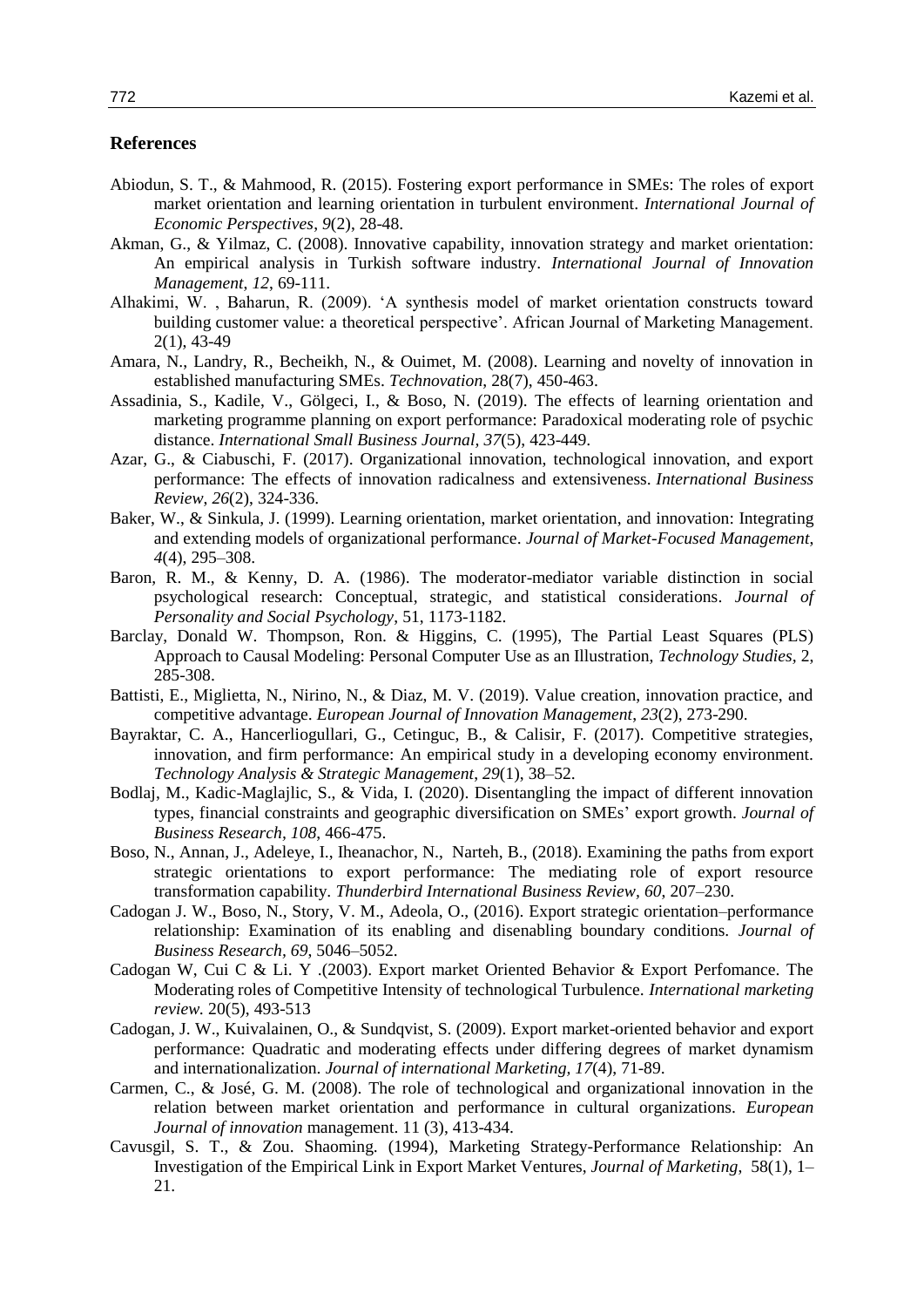## References

Abiodun, S. T., & Mahmood, R. (2015). Fostering export performance in SMEs: The roles of export market orientation and learning orientation in turbulent environment. *International Journal of Economic Perspectives*, *9*(2), 28-48.

Akman, G., & Yilmaz, C. (2008). Innovative capability, innovation strategy and market orientation: An empirical analysis in Turkish software industry. *International Journal of Innovation Management*, *12*, 69-111.

Alhakimi, W. , Baharun, R. (2009). 'A synthesis model of market orientation constructs toward building customer value: a theoretical perspective'. African Journal of Marketing Management. 2(1), 43-49

Amara, N., Landry, R., Becheikh, N., & Ouimet, M. (2008). Learning and novelty of innovation in established manufacturing SMEs. *Technovation*, 28(7), 450-463.

Assadinia, S., Kadile, V., Gölgeci, I., & Boso, N. (2019). The effects of learning orientation and marketing programme planning on export performance: Paradoxical moderating role of psychic distance. *International Small Business Journal, 37*(5), 423-449.

Azar, G., & Ciabuschi, F. (2017). Organizational innovation, technological innovation, and export performance: The effects of innovation radicalness and extensiveness. *International Business Review, 26*(2), 324-336.

Baker, W., & Sinkula, J. (1999). Learning orientation, market orientation, and innovation: Integrating and extending models of organizational performance. *Journal of Market-Focused Management*, *4*(4), 295–308.

Baron, R. M., & Kenny, D. A. (1986). The moderator-mediator variable distinction in social psychological research: Conceptual, strategic, and statistical considerations. *Journal of Personality and Social Psychology*, 51, 1173-1182.

Barclay, Donald W. Thompson, Ron. & Higgins, C. (1995), The Partial Least Squares (PLS) Approach to Causal Modeling: Personal Computer Use as an Illustration, *Technology Studies*, 2, 285-308.

Battisti, E., Miglietta, N., Nirino, N., & Diaz, M. V. (2019). Value creation, innovation practice, and competitive advantage. *European Journal of Innovation Management*, *23*(2), 273-290.

Bayraktar, C. A., Hancerliogullari, G., Cetinguc, B., & Calisir, F. (2017). Competitive strategies, innovation, and firm performance: An empirical study in a developing economy environment. *Technology Analysis & Strategic Management*, *29*(1), 38–52.

Bodlaj, M., Kadic-Maglajlic, S., & Vida, I. (2020). Disentangling the impact of different innovation types, financial constraints and geographic diversification on SMEs' export growth. *Journal of Business Research, 108*, 466-475.

Boso, N., Annan, J., Adeleye, I., Iheanachor, N., Narteh, B., (2018). Examining the paths from export strategic orientations to export performance: The mediating role of export resource transformation capability. *Thunderbird International Business Review, 60*, 207–230.

Cadogan J. W., Boso, N., Story, V. M., Adeola, O., (2016). Export strategic orientation–performance relationship: Examination of its enabling and disenabling boundary conditions. *Journal of Business Research, 69*, 5046–5052.

Cadogan W, Cui C & Li. Y .(2003). Export market Oriented Behavior & Export Perfomance. The Moderating roles of Competitive Intensity of technological Turbulence. *International marketing review.* 20(5), 493-513

Cadogan, J. W., Kuivalainen, O., & Sundqvist, S. (2009). Export market-oriented behavior and export performance: Quadratic and moderating effects under differing degrees of market dynamism and internationalization. *Journal of international Marketing, 17*(4), 71-89.

Carmen, C., & José, G. M. (2008). The role of technological and organizational innovation in the relation between market orientation and performance in cultural organizations. *European Journal of innovation* management. 11 (3), 413-434.

Cavusgil, S. T., & Zou. Shaoming. (1994), Marketing Strategy-Performance Relationship: An Investigation of the Empirical Link in Export Market Ventures, *Journal of Marketing*, 58(1), 1–21.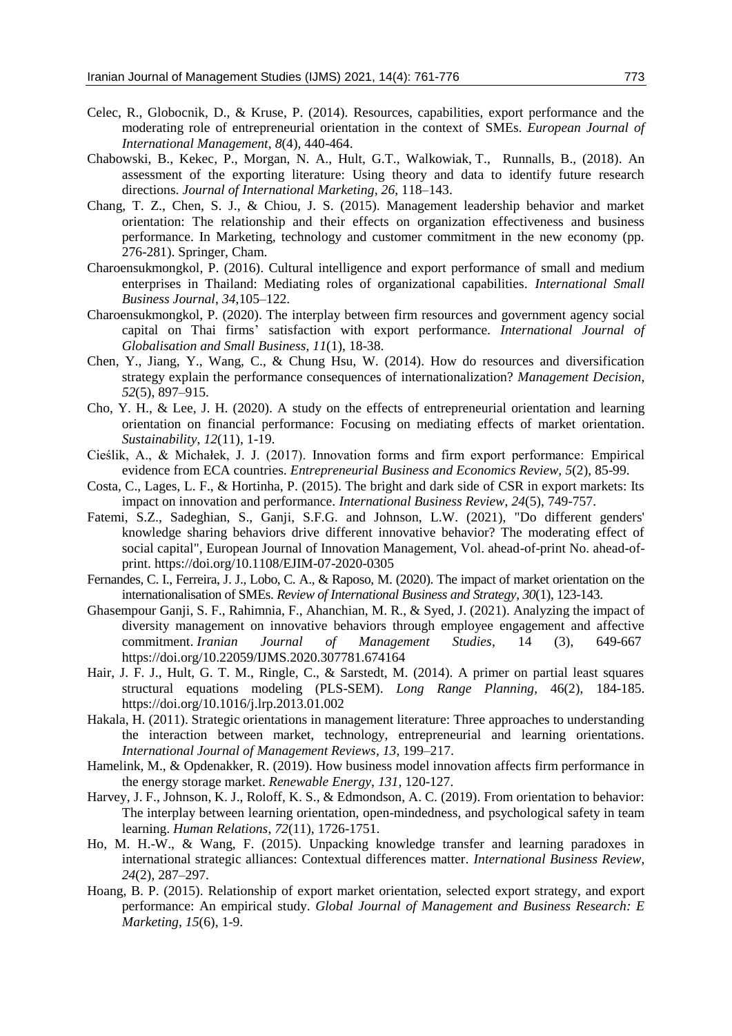Celec, R., Globocnik, D., & Kruse, P. (2014). Resources, capabilities, export performance and the moderating role of entrepreneurial orientation in the context of SMEs. *European Journal of International Management*, *8*(4), 440-464.

Chabowski, B., Kekec, P., Morgan, N. A., Hult, G.T., Walkowiak, T., Runnalls, B., (2018). An assessment of the exporting literature: Using theory and data to identify future research directions. *Journal of International Marketing*, *26*, 118–143.

Chang, T. Z., Chen, S. J., & Chiou, J. S. (2015). Management leadership behavior and market orientation: The relationship and their effects on organization effectiveness and business performance. In Marketing, technology and customer commitment in the new economy (pp. 276-281). Springer, Cham.

Charoensukmongkol, P. (2016). Cultural intelligence and export performance of small and medium enterprises in Thailand: Mediating roles of organizational capabilities. *International Small Business Journal*, *34*,105–122.

Charoensukmongkol, P. (2020). The interplay between firm resources and government agency social capital on Thai firms' satisfaction with export performance. *International Journal of Globalisation and Small Business*, *11*(1), 18-38.

Chen, Y., Jiang, Y., Wang, C., & Chung Hsu, W. (2014). How do resources and diversification strategy explain the performance consequences of internationalization? *Management Decision*, *52*(5), 897–915.

Cho, Y. H., & Lee, J. H. (2020). A study on the effects of entrepreneurial orientation and learning orientation on financial performance: Focusing on mediating effects of market orientation. *Sustainability*, *12*(11), 1-19.

Cieślik, A., & Michałek, J. J. (2017). Innovation forms and firm export performance: Empirical evidence from ECA countries. *Entrepreneurial Business and Economics Review*, *5*(2), 85-99.

Costa, C., Lages, L. F., & Hortinha, P. (2015). The bright and dark side of CSR in export markets: Its impact on innovation and performance. *International Business Review*, *24*(5), 749-757.

Fatemi, S.Z., Sadeghian, S., Ganji, S.F.G. and Johnson, L.W. (2021), "Do different genders' knowledge sharing behaviors drive different innovative behavior? The moderating effect of social capital", European Journal of Innovation Management, Vol. ahead-of-print No. ahead-of-print. https://doi.org/10.1108/EJIM-07-2020-0305

Fernandes, C. I., Ferreira, J. J., Lobo, C. A., & Raposo, M. (2020). The impact of market orientation on the internationalisation of SMEs. *Review of International Business and Strategy*, *30*(1), 123-143.

Ghasempour Ganji, S. F., Rahimnia, F., Ahanchian, M. R., & Syed, J. (2021). Analyzing the impact of diversity management on innovative behaviors through employee engagement and affective commitment. *Iranian Journal of Management Studies*, 14 (3), 649-667 https://doi.org/10.22059/IJMS.2020.307781.674164

Hair, J. F. J., Hult, G. T. M., Ringle, C., & Sarstedt, M. (2014). A primer on partial least squares structural equations modeling (PLS-SEM). *Long Range Planning*, 46(2), 184-185. https://doi.org/10.1016/j.lrp.2013.01.002

Hakala, H. (2011). Strategic orientations in management literature: Three approaches to understanding the interaction between market, technology, entrepreneurial and learning orientations. *International Journal of Management Reviews*, *13*, 199–217.

Hamelink, M., & Opdenakker, R. (2019). How business model innovation affects firm performance in the energy storage market. *Renewable Energy*, *131*, 120-127.

Harvey, J. F., Johnson, K. J., Roloff, K. S., & Edmondson, A. C. (2019). From orientation to behavior: The interplay between learning orientation, open-mindedness, and psychological safety in team learning. *Human Relations*, *72*(11), 1726-1751.

Ho, M. H.-W., & Wang, F. (2015). Unpacking knowledge transfer and learning paradoxes in international strategic alliances: Contextual differences matter. *International Business Review*, *24*(2), 287–297.

Hoang, B. P. (2015). Relationship of export market orientation, selected export strategy, and export performance: An empirical study. *Global Journal of Management and Business Research: E Marketing*, *15*(6), 1-9.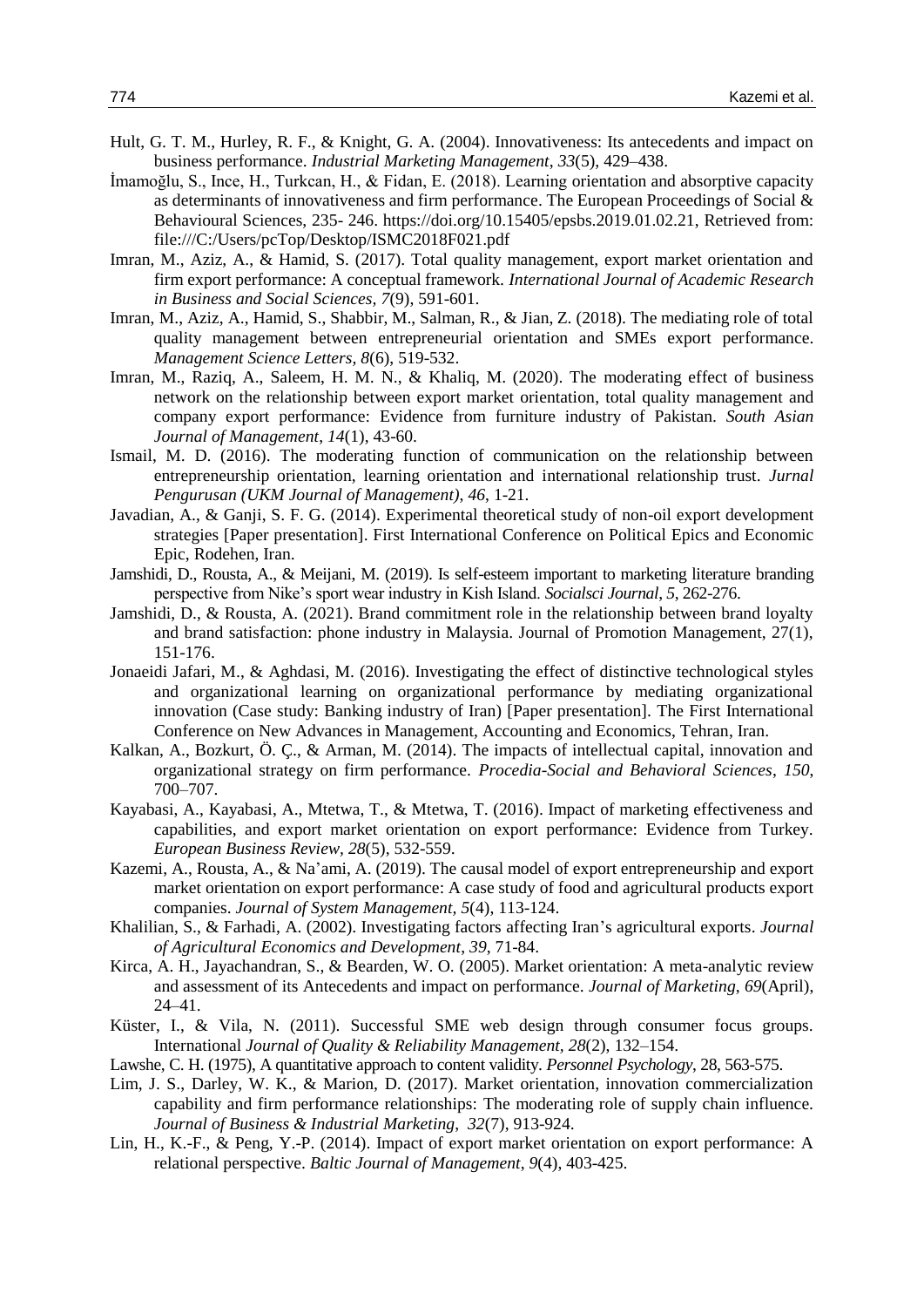Hult, G. T. M., Hurley, R. F., & Knight, G. A. (2004). Innovativeness: Its antecedents and impact on business performance. *Industrial Marketing Management*, *33*(5), 429–438.

İmamoğlu, S., Ince, H., Turkcan, H., & Fidan, E. (2018). Learning orientation and absorptive capacity as determinants of innovativeness and firm performance. The European Proceedings of Social & Behavioural Sciences, 235- 246. https://doi.org/10.15405/epsbs.2019.01.02.21, Retrieved from: file:///C:/Users/pcTop/Desktop/ISMC2018F021.pdf

Imran, M., Aziz, A., & Hamid, S. (2017). Total quality management, export market orientation and firm export performance: A conceptual framework. *International Journal of Academic Research in Business and Social Sciences, 7*(9), 591-601.

Imran, M., Aziz, A., Hamid, S., Shabbir, M., Salman, R., & Jian, Z. (2018). The mediating role of total quality management between entrepreneurial orientation and SMEs export performance. *Management Science Letters, 8*(6), 519-532.

Imran, M., Raziq, A., Saleem, H. M. N., & Khaliq, M. (2020). The moderating effect of business network on the relationship between export market orientation, total quality management and company export performance: Evidence from furniture industry of Pakistan. *South Asian Journal of Management*, *14*(1), 43-60.

Ismail, M. D. (2016). The moderating function of communication on the relationship between entrepreneurship orientation, learning orientation and international relationship trust. *Jurnal Pengurusan (UKM Journal of Management)*, *46*, 1-21.

Javadian, A., & Ganji, S. F. G. (2014). Experimental theoretical study of non-oil export development strategies [Paper presentation]. First International Conference on Political Epics and Economic Epic, Rodehen, Iran.

Jamshidi, D., Rousta, A., & Meijani, M. (2019). Is self-esteem important to marketing literature branding perspective from Nike's sport wear industry in Kish Island. *Socialsci Journal*, *5*, 262-276.

Jamshidi, D., & Rousta, A. (2021). Brand commitment role in the relationship between brand loyalty and brand satisfaction: phone industry in Malaysia. Journal of Promotion Management, 27(1), 151-176.

Jonaeidi Jafari, M., & Aghdasi, M. (2016). Investigating the effect of distinctive technological styles and organizational learning on organizational performance by mediating organizational innovation (Case study: Banking industry of Iran) [Paper presentation]. The First International Conference on New Advances in Management, Accounting and Economics, Tehran, Iran.

Kalkan, A., Bozkurt, Ö. Ç., & Arman, M. (2014). The impacts of intellectual capital, innovation and organizational strategy on firm performance. *Procedia-Social and Behavioral Sciences*, *150*, 700–707.

Kayabasi, A., Kayabasi, A., Mtetwa, T., & Mtetwa, T. (2016). Impact of marketing effectiveness and capabilities, and export market orientation on export performance: Evidence from Turkey. *European Business Review, 28*(5), 532-559.

Kazemi, A., Rousta, A., & Na'ami, A. (2019). The causal model of export entrepreneurship and export market orientation on export performance: A case study of food and agricultural products export companies. *Journal of System Management, 5*(4), 113-124.

Khalilian, S., & Farhadi, A. (2002). Investigating factors affecting Iran's agricultural exports. *Journal of Agricultural Economics and Development, 39*, 71-84.

Kirca, A. H., Jayachandran, S., & Bearden, W. O. (2005). Market orientation: A meta-analytic review and assessment of its Antecedents and impact on performance. *Journal of Marketing*, *69*(April), 24–41.

Küster, I., & Vila, N. (2011). Successful SME web design through consumer focus groups. International *Journal of Quality & Reliability Management*, *28*(2), 132–154.

Lawshe, C. H. (1975), A quantitative approach to content validity. *Personnel Psychology*, 28, 563-575.

Lim, J. S., Darley, W. K., & Marion, D. (2017). Market orientation, innovation commercialization capability and firm performance relationships: The moderating role of supply chain influence. *Journal of Business & Industrial Marketing*, *32*(7), 913-924.

Lin, H., K.-F., & Peng, Y.-P. (2014). Impact of export market orientation on export performance: A relational perspective. *Baltic Journal of Management*, *9*(4), 403-425.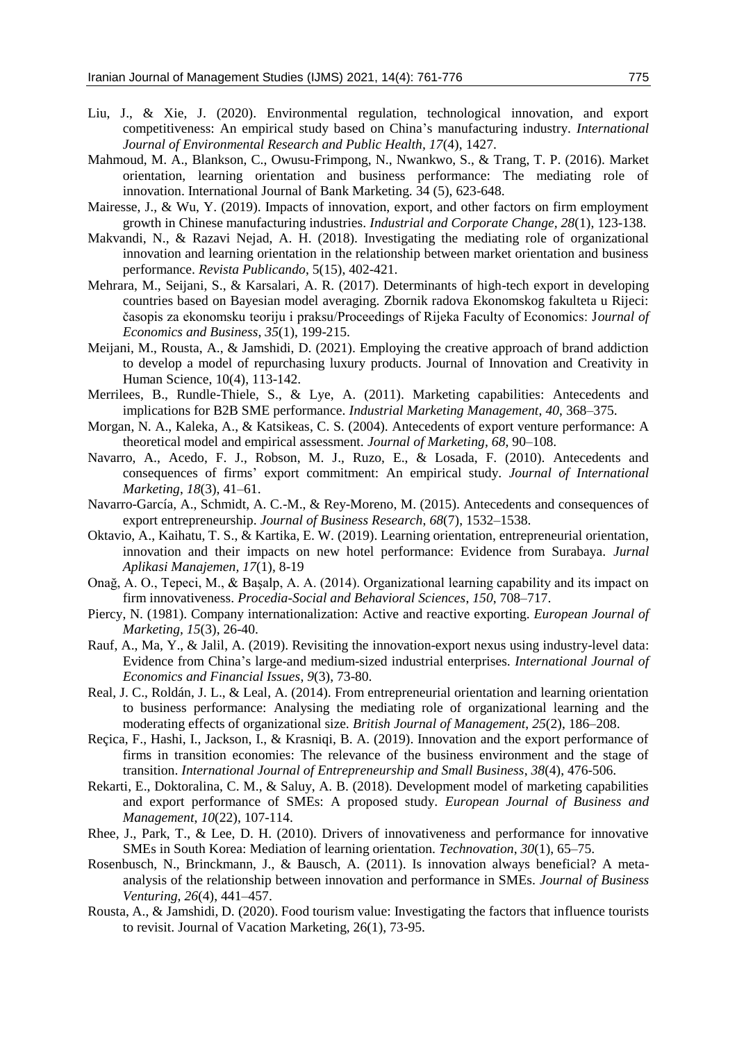Liu, J., & Xie, J. (2020). Environmental regulation, technological innovation, and export competitiveness: An empirical study based on China's manufacturing industry. *International Journal of Environmental Research and Public Health*, *17*(4), 1427.

Mahmoud, M. A., Blankson, C., Owusu-Frimpong, N., Nwankwo, S., & Trang, T. P. (2016). Market orientation, learning orientation and business performance: The mediating role of innovation. International Journal of Bank Marketing. 34 (5), 623-648.

Mairesse, J., & Wu, Y. (2019). Impacts of innovation, export, and other factors on firm employment growth in Chinese manufacturing industries. *Industrial and Corporate Change*, *28*(1), 123-138.

Makvandi, N., & Razavi Nejad, A. H. (2018). Investigating the mediating role of organizational innovation and learning orientation in the relationship between market orientation and business performance. *Revista Publicando*, 5(15), 402-421.

Mehrara, M., Seijani, S., & Karsalari, A. R. (2017). Determinants of high-tech export in developing countries based on Bayesian model averaging. Zbornik radova Ekonomskog fakulteta u Rijeci: časopis za ekonomsku teoriju i praksu/Proceedings of Rijeka Faculty of Economics: J*ournal of Economics and Business*, *35*(1), 199-215.

Meijani, M., Rousta, A., & Jamshidi, D. (2021). Employing the creative approach of brand addiction to develop a model of repurchasing luxury products. Journal of Innovation and Creativity in Human Science, 10(4), 113-142.

Merrilees, B., Rundle-Thiele, S., & Lye, A. (2011). Marketing capabilities: Antecedents and implications for B2B SME performance. *Industrial Marketing Management*, *40*, 368–375.

Morgan, N. A., Kaleka, A., & Katsikeas, C. S. (2004). Antecedents of export venture performance: A theoretical model and empirical assessment. *Journal of Marketing*, *68*, 90–108.

Navarro, A., Acedo, F. J., Robson, M. J., Ruzo, E., & Losada, F. (2010). Antecedents and consequences of firms' export commitment: An empirical study. *Journal of International Marketing*, *18*(3), 41–61.

Navarro-García, A., Schmidt, A. C.-M., & Rey-Moreno, M. (2015). Antecedents and consequences of export entrepreneurship. *Journal of Business Research*, *68*(7), 1532–1538.

Oktavio, A., Kaihatu, T. S., & Kartika, E. W. (2019). Learning orientation, entrepreneurial orientation, innovation and their impacts on new hotel performance: Evidence from Surabaya. *Jurnal Aplikasi Manajemen*, *17*(1), 8-19

Onağ, A. O., Tepeci, M., & Başalp, A. A. (2014). Organizational learning capability and its impact on firm innovativeness. *Procedia-Social and Behavioral Sciences*, *150*, 708–717.

Piercy, N. (1981). Company internationalization: Active and reactive exporting. *European Journal of Marketing*, *15*(3), 26-40.

Rauf, A., Ma, Y., & Jalil, A. (2019). Revisiting the innovation-export nexus using industry-level data: Evidence from China's large-and medium-sized industrial enterprises. *International Journal of Economics and Financial Issues*, *9*(3), 73-80.

Real, J. C., Roldán, J. L., & Leal, A. (2014). From entrepreneurial orientation and learning orientation to business performance: Analysing the mediating role of organizational learning and the moderating effects of organizational size. *British Journal of Management*, *25*(2), 186–208.

Reçica, F., Hashi, I., Jackson, I., & Krasniqi, B. A. (2019). Innovation and the export performance of firms in transition economies: The relevance of the business environment and the stage of transition. *International Journal of Entrepreneurship and Small Business*, *38*(4), 476-506.

Rekarti, E., Doktoralina, C. M., & Saluy, A. B. (2018). Development model of marketing capabilities and export performance of SMEs: A proposed study. *European Journal of Business and Management*, *10*(22), 107-114.

Rhee, J., Park, T., & Lee, D. H. (2010). Drivers of innovativeness and performance for innovative SMEs in South Korea: Mediation of learning orientation. *Technovation*, *30*(1), 65–75.

Rosenbusch, N., Brinckmann, J., & Bausch, A. (2011). Is innovation always beneficial? A meta-analysis of the relationship between innovation and performance in SMEs. *Journal of Business Venturing, 26*(4), 441–457.

Rousta, A., & Jamshidi, D. (2020). Food tourism value: Investigating the factors that influence tourists to revisit. Journal of Vacation Marketing, 26(1), 73-95.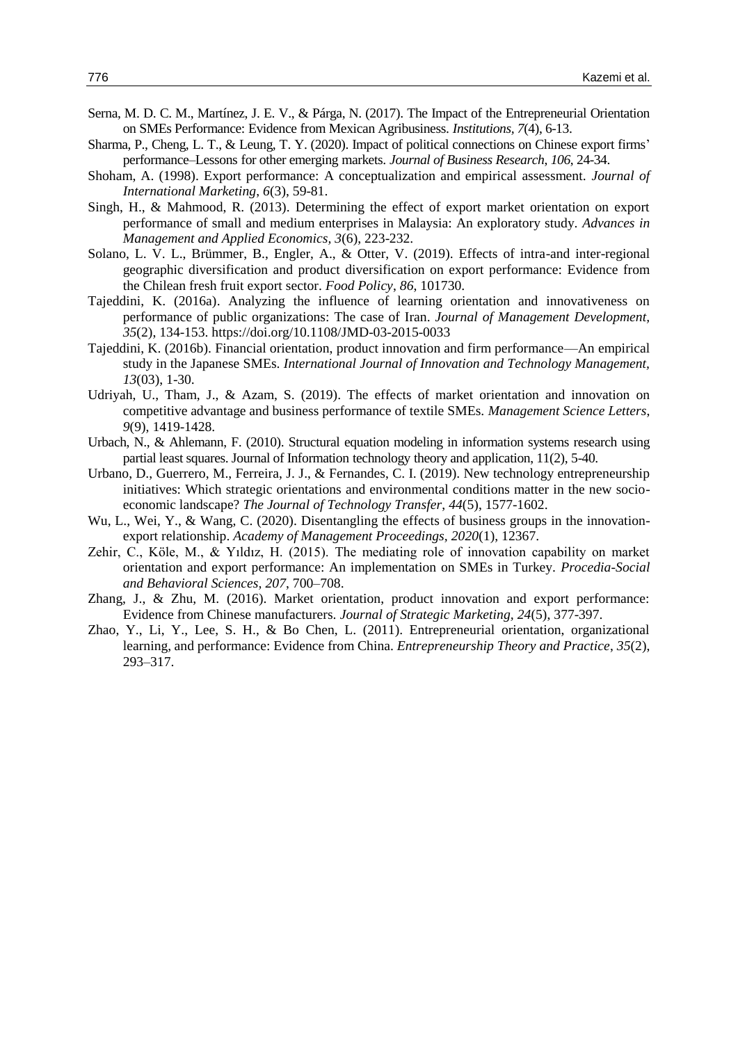Serna, M. D. C. M., Martínez, J. E. V., & Párga, N. (2017). The Impact of the Entrepreneurial Orientation on SMEs Performance: Evidence from Mexican Agribusiness. *Institutions*, *7*(4), 6-13.

Sharma, P., Cheng, L. T., & Leung, T. Y. (2020). Impact of political connections on Chinese export firms' performance–Lessons for other emerging markets. *Journal of Business Research*, *106*, 24-34.

Shoham, A. (1998). Export performance: A conceptualization and empirical assessment. *Journal of International Marketing*, *6*(3), 59-81.

Singh, H., & Mahmood, R. (2013). Determining the effect of export market orientation on export performance of small and medium enterprises in Malaysia: An exploratory study. *Advances in Management and Applied Economics*, *3*(6), 223-232.

Solano, L. V. L., Brümmer, B., Engler, A., & Otter, V. (2019). Effects of intra-and inter-regional geographic diversification and product diversification on export performance: Evidence from the Chilean fresh fruit export sector. *Food Policy*, *86*, 101730.

Tajeddini, K. (2016a). Analyzing the influence of learning orientation and innovativeness on performance of public organizations: The case of Iran. *Journal of Management Development, 35*(2), 134-153. https://doi.org/10.1108/JMD-03-2015-0033

Tajeddini, K. (2016b). Financial orientation, product innovation and firm performance—An empirical study in the Japanese SMEs. *International Journal of Innovation and Technology Management, 13*(03), 1-30.

Udriyah, U., Tham, J., & Azam, S. (2019). The effects of market orientation and innovation on competitive advantage and business performance of textile SMEs. *Management Science Letters*, *9*(9), 1419-1428.

Urbach, N., & Ahlemann, F. (2010). Structural equation modeling in information systems research using partial least squares. Journal of Information technology theory and application, 11(2), 5-40.

Urbano, D., Guerrero, M., Ferreira, J. J., & Fernandes, C. I. (2019). New technology entrepreneurship initiatives: Which strategic orientations and environmental conditions matter in the new socio-economic landscape? *The Journal of Technology Transfer*, *44*(5), 1577-1602.

Wu, L., Wei, Y., & Wang, C. (2020). Disentangling the effects of business groups in the innovation-export relationship. *Academy of Management Proceedings*, *2020*(1), 12367.

Zehir, C., Köle, M., & Yıldız, H. (2015). The mediating role of innovation capability on market orientation and export performance: An implementation on SMEs in Turkey. *Procedia-Social and Behavioral Sciences, 207*, 700–708.

Zhang, J., & Zhu, M. (2016). Market orientation, product innovation and export performance: Evidence from Chinese manufacturers. *Journal of Strategic Marketing, 24*(5), 377-397.

Zhao, Y., Li, Y., Lee, S. H., & Bo Chen, L. (2011). Entrepreneurial orientation, organizational learning, and performance: Evidence from China. *Entrepreneurship Theory and Practice*, *35*(2), 293–317.